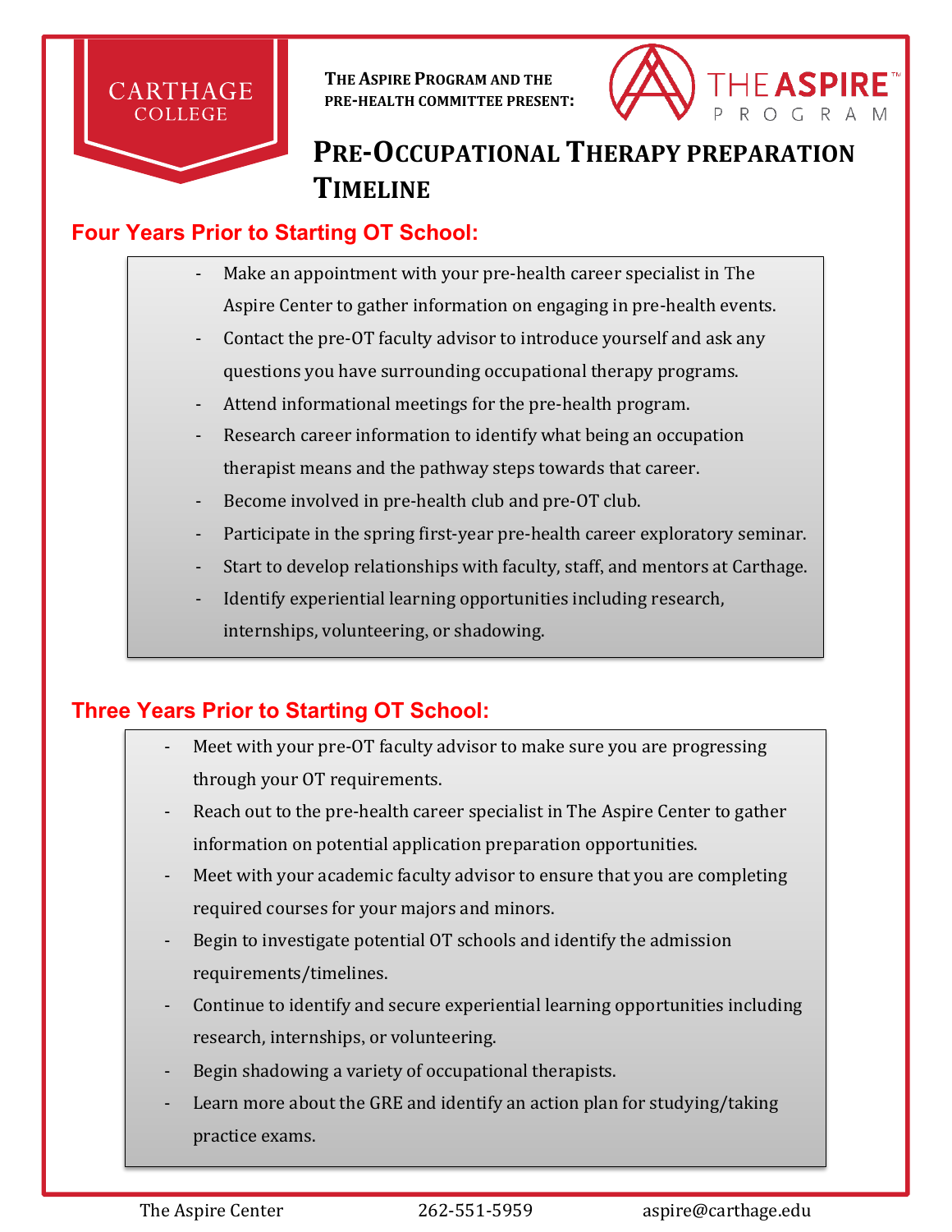CARTHAGE COLLEGE

**THE ASPIRE PROGRAM AND THE PRE-HEALTH COMMITTEE PRESENT:**

THE ASPIRE PROGRAM

# PRE-OCCUPATIONAL THERAPY PREPARATION TIMELINE

## Four Years Prior to Starting OT School:

- Make an appointment with your pre-health career specialist in The Aspire Center to gather information on engaging in pre-health events.
- Contact the pre-OT faculty advisor to introduce yourself and ask any questions you have surrounding occupational therapy programs.
- Attend informational meetings for the pre-health program.
- Research career information to identify what being an occupation therapist means and the pathway steps towards that career.
- Become involved in pre-health club and pre-OT club.
- Participate in the spring first-year pre-health career exploratory seminar.
- Start to develop relationships with faculty, staff, and mentors at Carthage.
- Identify experiential learning opportunities including research, internships, volunteering, or shadowing.

## Three Years Prior to Starting OT School:

- Meet with your pre-OT faculty advisor to make sure you are progressing through your OT requirements.
- Reach out to the pre-health career specialist in The Aspire Center to gather information on potential application preparation opportunities.
- Meet with your academic faculty advisor to ensure that you are completing required courses for your majors and minors.
- Begin to investigate potential OT schools and identify the admission requirements/timelines.
- Continue to identify and secure experiential learning opportunities including research, internships, or volunteering.
- Begin shadowing a variety of occupational therapists.
- Learn more about the GRE and identify an action plan for studying/taking practice exams.

The Aspire Center 262-551-5959 aspire@carthage.edu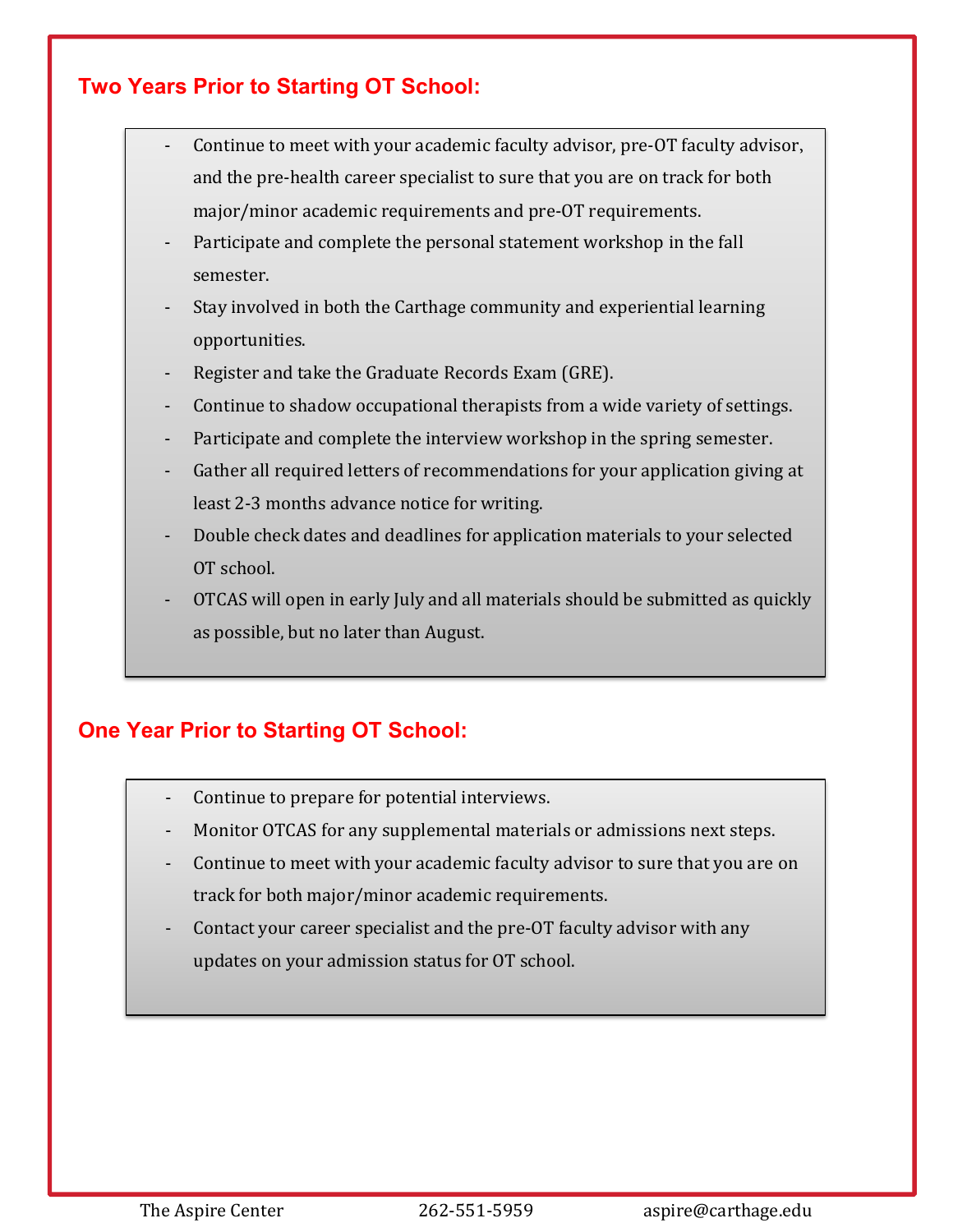## Two Years Prior to Starting OT School:

- Continue to meet with your academic faculty advisor, pre-OT faculty advisor, and the pre-health career specialist to sure that you are on track for both major/minor academic requirements and pre-OT requirements.
- Participate and complete the personal statement workshop in the fall semester.
- Stay involved in both the Carthage community and experiential learning opportunities.
- Register and take the Graduate Records Exam (GRE).
- Continue to shadow occupational therapists from a wide variety of settings.
- Participate and complete the interview workshop in the spring semester.
- Gather all required letters of recommendations for your application giving at least 2-3 months advance notice for writing.
- Double check dates and deadlines for application materials to your selected OT school.
- OTCAS will open in early July and all materials should be submitted as quickly as possible, but no later than August.

## One Year Prior to Starting OT School:

- Continue to prepare for potential interviews.
- Monitor OTCAS for any supplemental materials or admissions next steps.
- Continue to meet with your academic faculty advisor to sure that you are on track for both major/minor academic requirements.
- Contact your career specialist and the pre-OT faculty advisor with any updates on your admission status for OT school.

The Aspire Center 262-551-5959 aspire@carthage.edu